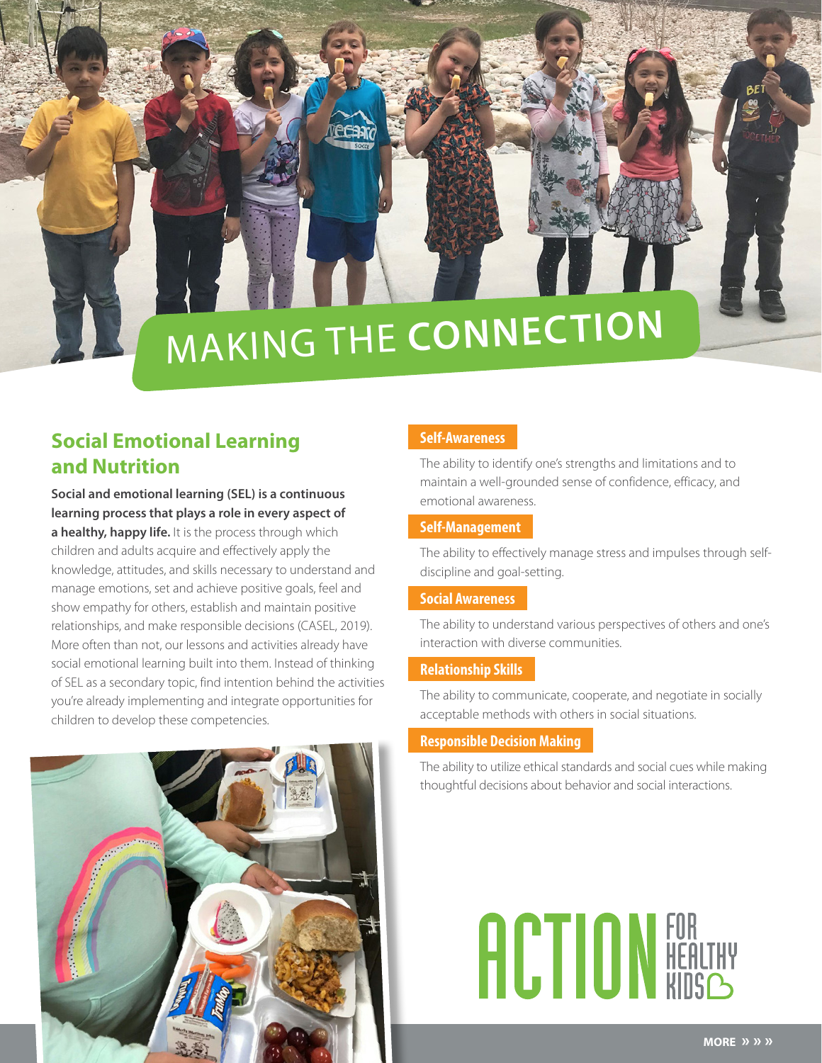# MAKING THE CONNECTION

## Social Emotional Learning and Nutrition

**Social and emotional learning (SEL) is a continuous learning process that plays a role in every aspect of a healthy, happy life.** It is the process through which children and adults acquire and effectively apply the knowledge, attitudes, and skills necessary to understand and manage emotions, set and achieve positive goals, feel and show empathy for others, establish and maintain positive relationships, and make responsible decisions (CASEL, 2019). More often than not, our lessons and activities already have social emotional learning built into them. Instead of thinking of SEL as a secondary topic, find intention behind the activities you're already implementing and integrate opportunities for children to develop these competencies.

### Self-Awareness

The ability to identify one's strengths and limitations and to maintain a well-grounded sense of confidence, efficacy, and emotional awareness.

### Self-Management

The ability to effectively manage stress and impulses through self-discipline and goal-setting.

### Social Awareness

The ability to understand various perspectives of others and one's interaction with diverse communities.

### Relationship Skills

The ability to communicate, cooperate, and negotiate in socially acceptable methods with others in social situations.

### Responsible Decision Making

The ability to utilize ethical standards and social cues while making thoughtful decisions about behavior and social interactions.

ACTION FOR HEALTHY KIDS

MORE » » »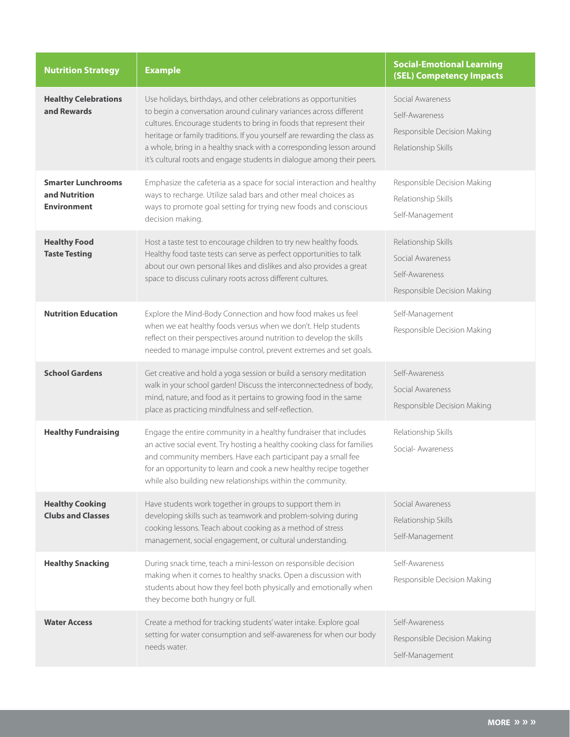| Nutrition Strategy | Example | Social-Emotional Learning (SEL) Competency Impacts |
|---|---|---|
| **Healthy Celebrations and Rewards** | Use holidays, birthdays, and other celebrations as opportunities to begin a conversation around culinary variances across different cultures. Encourage students to bring in foods that represent their heritage or family traditions. If you yourself are rewarding the class as a whole, bring in a healthy snack with a corresponding lesson around it's cultural roots and engage students in dialogue among their peers. | Social Awareness<br>Self-Awareness<br>Responsible Decision Making<br>Relationship Skills |
| **Smarter Lunchrooms and Nutrition Environment** | Emphasize the cafeteria as a space for social interaction and healthy ways to recharge. Utilize salad bars and other meal choices as ways to promote goal setting for trying new foods and conscious decision making. | Responsible Decision Making<br>Relationship Skills<br>Self-Management |
| **Healthy Food Taste Testing** | Host a taste test to encourage children to try new healthy foods. Healthy food taste tests can serve as perfect opportunities to talk about our own personal likes and dislikes and also provides a great space to discuss culinary roots across different cultures. | Relationship Skills<br>Social Awareness<br>Self-Awareness<br>Responsible Decision Making |
| **Nutrition Education** | Explore the Mind-Body Connection and how food makes us feel when we eat healthy foods versus when we don't. Help students reflect on their perspectives around nutrition to develop the skills needed to manage impulse control, prevent extremes and set goals. | Self-Management<br>Responsible Decision Making |
| **School Gardens** | Get creative and hold a yoga session or build a sensory meditation walk in your school garden! Discuss the interconnectedness of body, mind, nature, and food as it pertains to growing food in the same place as practicing mindfulness and self-reflection. | Self-Awareness<br>Social Awareness<br>Responsible Decision Making |
| **Healthy Fundraising** | Engage the entire community in a healthy fundraiser that includes an active social event. Try hosting a healthy cooking class for families and community members. Have each participant pay a small fee for an opportunity to learn and cook a new healthy recipe together while also building new relationships within the community. | Relationship Skills<br>Social- Awareness |
| **Healthy Cooking Clubs and Classes** | Have students work together in groups to support them in developing skills such as teamwork and problem-solving during cooking lessons. Teach about cooking as a method of stress management, social engagement, or cultural understanding. | Social Awareness<br>Relationship Skills<br>Self-Management |
| **Healthy Snacking** | During snack time, teach a mini-lesson on responsible decision making when it comes to healthy snacks. Open a discussion with students about how they feel both physically and emotionally when they become both hungry or full. | Self-Awareness<br>Responsible Decision Making |
| **Water Access** | Create a method for tracking students' water intake. Explore goal setting for water consumption and self-awareness for when our body needs water. | Self-Awareness<br>Responsible Decision Making<br>Self-Management |

MORE » » »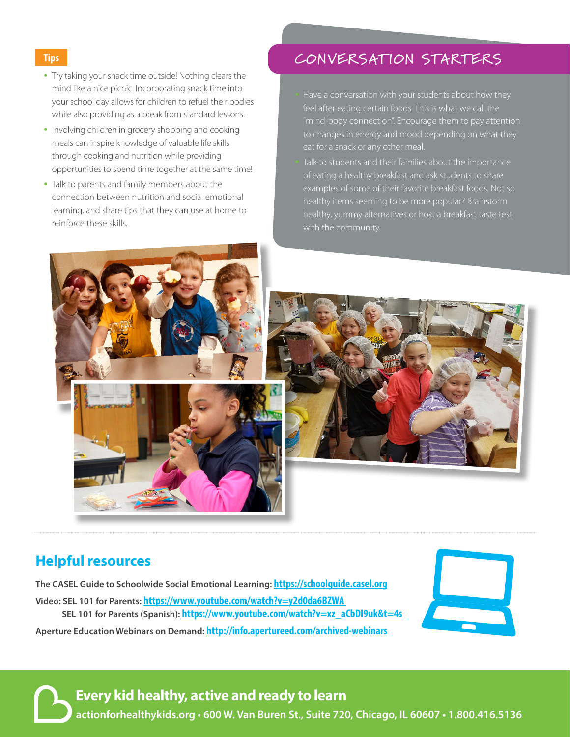## Tips

- Try taking your snack time outside! Nothing clears the mind like a nice picnic. Incorporating snack time into your school day allows for children to refuel their bodies while also providing as a break from standard lessons.
- Involving children in grocery shopping and cooking meals can inspire knowledge of valuable life skills through cooking and nutrition while providing opportunities to spend time together at the same time!
- Talk to parents and family members about the connection between nutrition and social emotional learning, and share tips that they can use at home to reinforce these skills.

## CONVERSATION STARTERS

- Have a conversation with your students about how they feel after eating certain foods. This is what we call the "mind-body connection". Encourage them to pay attention to changes in energy and mood depending on what they eat for a snack or any other meal.
- Talk to students and their families about the importance of eating a healthy breakfast and ask students to share examples of some of their favorite breakfast foods. Not so healthy items seeming to be more popular? Brainstorm healthy, yummy alternatives or host a breakfast taste test with the community.

## Helpful resources

**The CASEL Guide to Schoolwide Social Emotional Learning:** https://schoolguide.casel.org

**Video: SEL 101 for Parents:** https://www.youtube.com/watch?v=y2d0da6BZWA

**SEL 101 for Parents (Spanish):** https://www.youtube.com/watch?v=xz_aCbDI9uk&t=4s

**Aperture Education Webinars on Demand:** http://info.apertureed.com/archived-webinars

**Every kid healthy, active and ready to learn**

**actionforhealthykids.org • 600 W. Van Buren St., Suite 720, Chicago, IL 60607 • 1.800.416.5136**